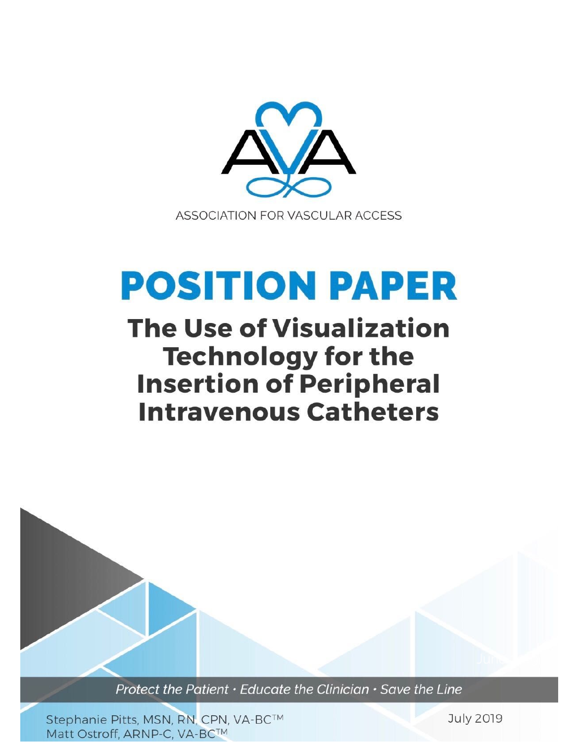ASSOCIATION FOR VASCULAR ACCESS

# POSITION PAPER

## The Use of Visualization Technology for the Insertion of Peripheral Intravenous Catheters

*Protect the Patient · Educate the Clinician · Save the Line*

Stephanie Pitts, MSN, RN, CPN, VA-BC™
Matt Ostroff, ARNP-C, VA-BC™

July 2019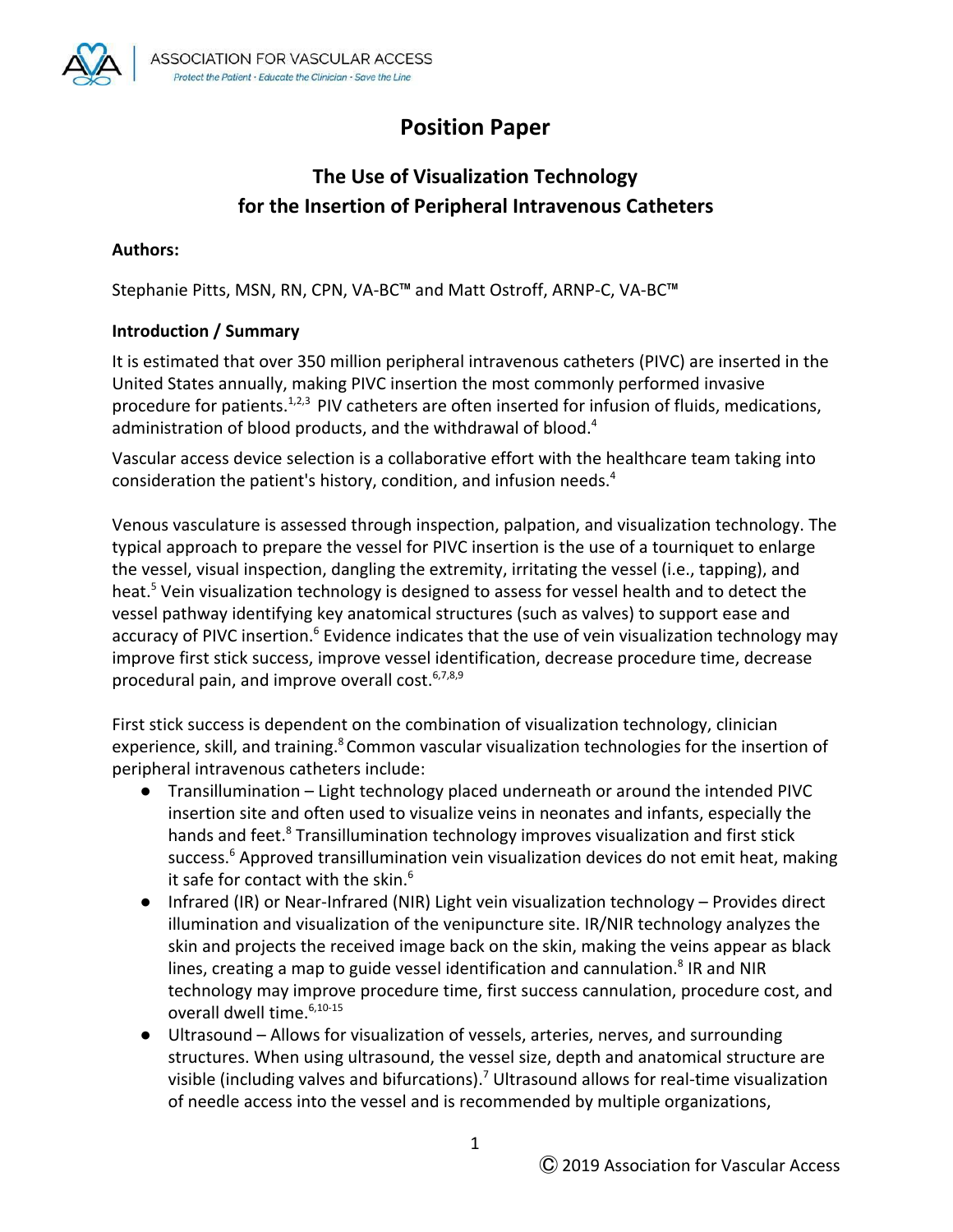# Position Paper

## The Use of Visualization Technology for the Insertion of Peripheral Intravenous Catheters

**Authors:**

Stephanie Pitts, MSN, RN, CPN, VA-BC™ and Matt Ostroff, ARNP-C, VA-BC™

**Introduction / Summary**

It is estimated that over 350 million peripheral intravenous catheters (PIVC) are inserted in the United States annually, making PIVC insertion the most commonly performed invasive procedure for patients.[1,2,3] PIV catheters are often inserted for infusion of fluids, medications, administration of blood products, and the withdrawal of blood.[4]

Vascular access device selection is a collaborative effort with the healthcare team taking into consideration the patient's history, condition, and infusion needs.[4]

Venous vasculature is assessed through inspection, palpation, and visualization technology. The typical approach to prepare the vessel for PIVC insertion is the use of a tourniquet to enlarge the vessel, visual inspection, dangling the extremity, irritating the vessel (i.e., tapping), and heat.[5] Vein visualization technology is designed to assess for vessel health and to detect the vessel pathway identifying key anatomical structures (such as valves) to support ease and accuracy of PIVC insertion.[6] Evidence indicates that the use of vein visualization technology may improve first stick success, improve vessel identification, decrease procedure time, decrease procedural pain, and improve overall cost.[6,7,8,9]

First stick success is dependent on the combination of visualization technology, clinician experience, skill, and training.[8] Common vascular visualization technologies for the insertion of peripheral intravenous catheters include:

- Transillumination – Light technology placed underneath or around the intended PIVC insertion site and often used to visualize veins in neonates and infants, especially the hands and feet.[8] Transillumination technology improves visualization and first stick success.[6] Approved transillumination vein visualization devices do not emit heat, making it safe for contact with the skin.[6]
- Infrared (IR) or Near-Infrared (NIR) Light vein visualization technology – Provides direct illumination and visualization of the venipuncture site. IR/NIR technology analyzes the skin and projects the received image back on the skin, making the veins appear as black lines, creating a map to guide vessel identification and cannulation.[8] IR and NIR technology may improve procedure time, first success cannulation, procedure cost, and overall dwell time.[6,10-15]
- Ultrasound – Allows for visualization of vessels, arteries, nerves, and surrounding structures. When using ultrasound, the vessel size, depth and anatomical structure are visible (including valves and bifurcations).[7] Ultrasound allows for real-time visualization of needle access into the vessel and is recommended by multiple organizations,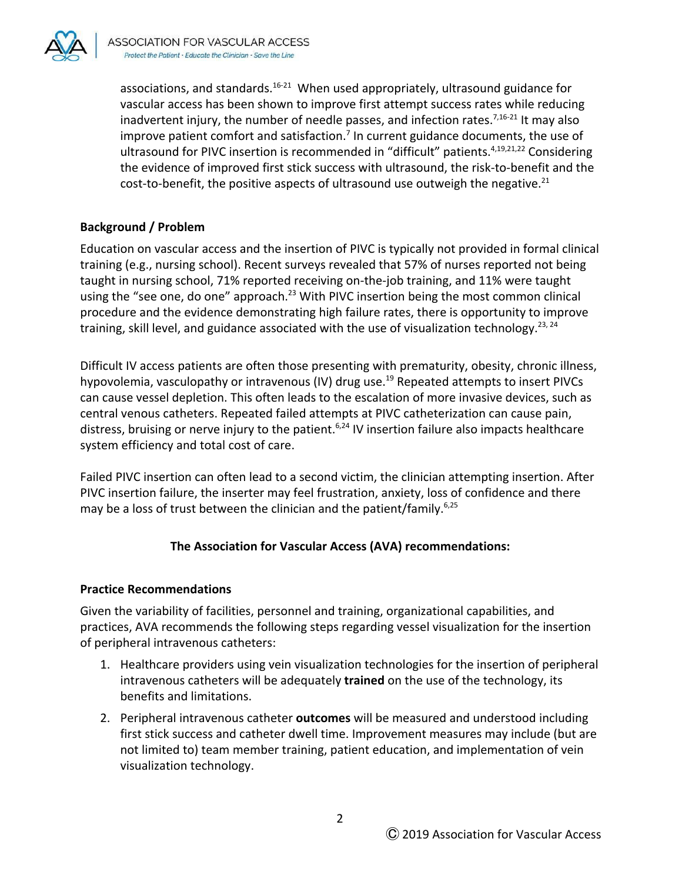associations, and standards.[16-21] When used appropriately, ultrasound guidance for vascular access has been shown to improve first attempt success rates while reducing inadvertent injury, the number of needle passes, and infection rates.[7,16-21] It may also improve patient comfort and satisfaction.[7] In current guidance documents, the use of ultrasound for PIVC insertion is recommended in "difficult" patients.[4,19,21,22] Considering the evidence of improved first stick success with ultrasound, the risk-to-benefit and the cost-to-benefit, the positive aspects of ultrasound use outweigh the negative.[21]

**Background / Problem**

Education on vascular access and the insertion of PIVC is typically not provided in formal clinical training (e.g., nursing school). Recent surveys revealed that 57% of nurses reported not being taught in nursing school, 71% reported receiving on-the-job training, and 11% were taught using the "see one, do one" approach.[23] With PIVC insertion being the most common clinical procedure and the evidence demonstrating high failure rates, there is opportunity to improve training, skill level, and guidance associated with the use of visualization technology.[23, 24]

Difficult IV access patients are often those presenting with prematurity, obesity, chronic illness, hypovolemia, vasculopathy or intravenous (IV) drug use.[19] Repeated attempts to insert PIVCs can cause vessel depletion. This often leads to the escalation of more invasive devices, such as central venous catheters. Repeated failed attempts at PIVC catheterization can cause pain, distress, bruising or nerve injury to the patient.[6,24] IV insertion failure also impacts healthcare system efficiency and total cost of care.

Failed PIVC insertion can often lead to a second victim, the clinician attempting insertion. After PIVC insertion failure, the inserter may feel frustration, anxiety, loss of confidence and there may be a loss of trust between the clinician and the patient/family.[6,25]

**The Association for Vascular Access (AVA) recommendations:**

**Practice Recommendations**

Given the variability of facilities, personnel and training, organizational capabilities, and practices, AVA recommends the following steps regarding vessel visualization for the insertion of peripheral intravenous catheters:

1. Healthcare providers using vein visualization technologies for the insertion of peripheral intravenous catheters will be adequately **trained** on the use of the technology, its benefits and limitations.
2. Peripheral intravenous catheter **outcomes** will be measured and understood including first stick success and catheter dwell time. Improvement measures may include (but are not limited to) team member training, patient education, and implementation of vein visualization technology.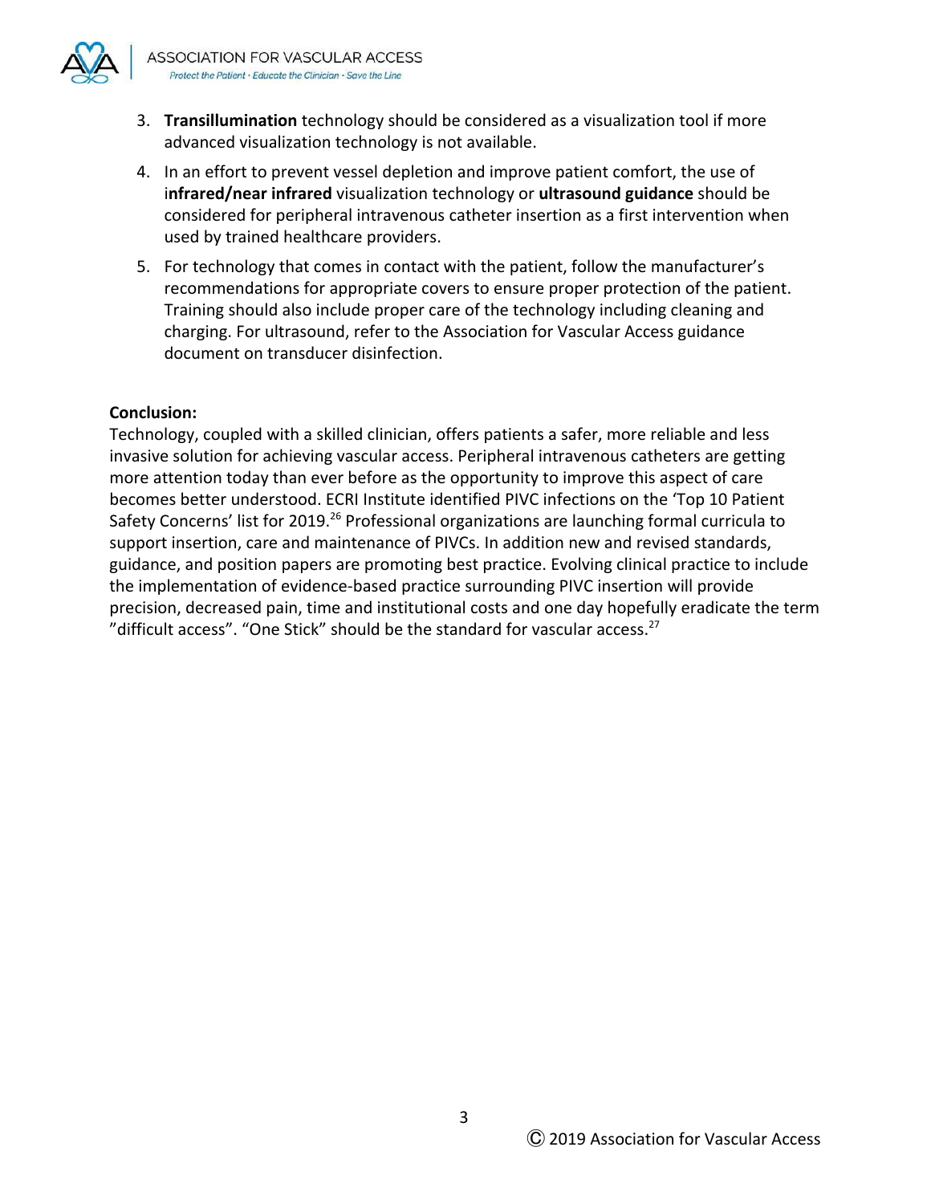3. **Transillumination** technology should be considered as a visualization tool if more advanced visualization technology is not available.
4. In an effort to prevent vessel depletion and improve patient comfort, the use of i**nfrared/near infrared** visualization technology or **ultrasound guidance** should be considered for peripheral intravenous catheter insertion as a first intervention when used by trained healthcare providers.
5. For technology that comes in contact with the patient, follow the manufacturer's recommendations for appropriate covers to ensure proper protection of the patient. Training should also include proper care of the technology including cleaning and charging. For ultrasound, refer to the Association for Vascular Access guidance document on transducer disinfection.

**Conclusion:**

Technology, coupled with a skilled clinician, offers patients a safer, more reliable and less invasive solution for achieving vascular access. Peripheral intravenous catheters are getting more attention today than ever before as the opportunity to improve this aspect of care becomes better understood. ECRI Institute identified PIVC infections on the 'Top 10 Patient Safety Concerns' list for 2019.[26] Professional organizations are launching formal curricula to support insertion, care and maintenance of PIVCs. In addition new and revised standards, guidance, and position papers are promoting best practice. Evolving clinical practice to include the implementation of evidence-based practice surrounding PIVC insertion will provide precision, decreased pain, time and institutional costs and one day hopefully eradicate the term "difficult access". "One Stick" should be the standard for vascular access.[27]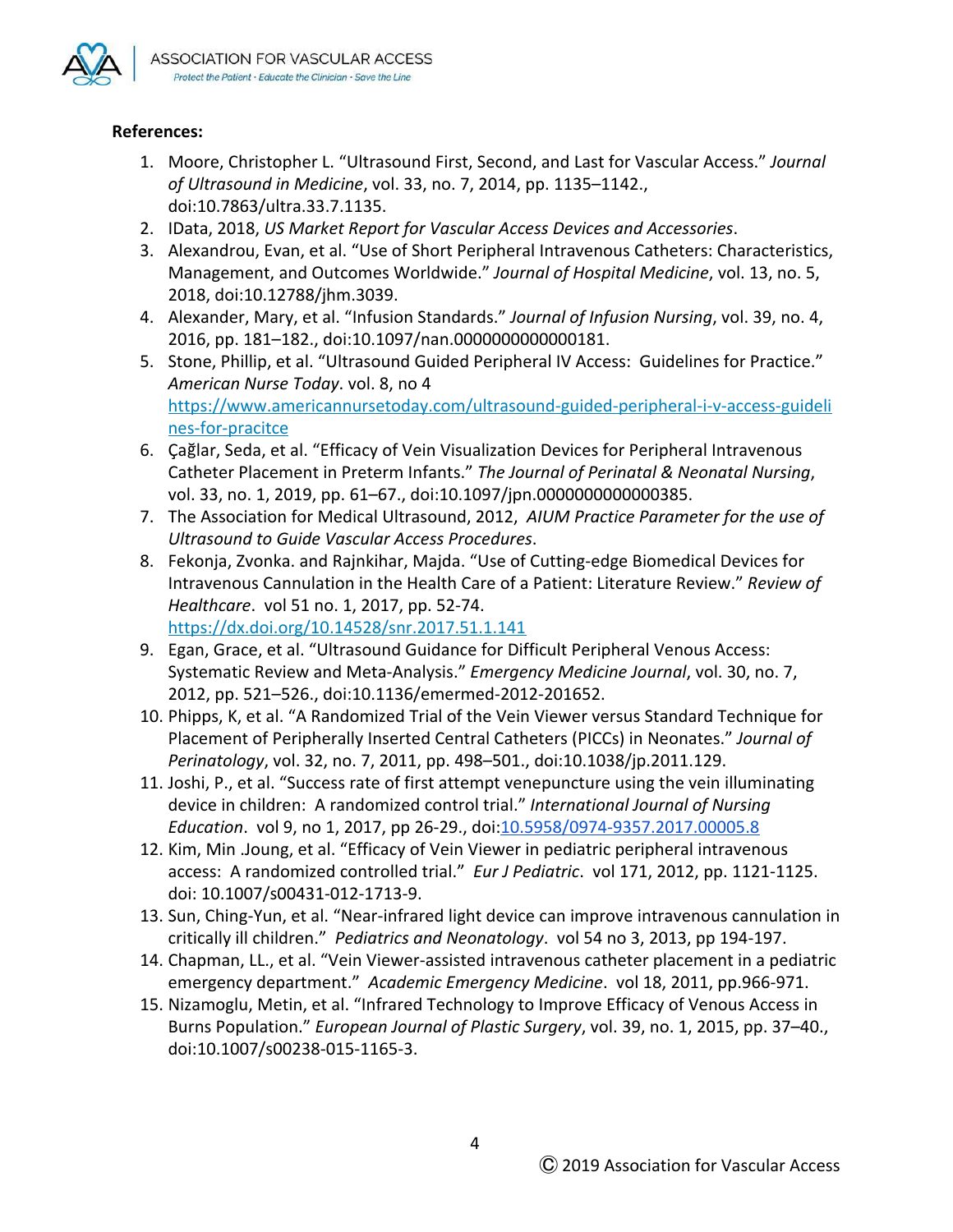**References:**

1. Moore, Christopher L. “Ultrasound First, Second, and Last for Vascular Access.” *Journal of Ultrasound in Medicine*, vol. 33, no. 7, 2014, pp. 1135–1142., doi:10.7863/ultra.33.7.1135.
2. IData, 2018, *US Market Report for Vascular Access Devices and Accessories*.
3. Alexandrou, Evan, et al. “Use of Short Peripheral Intravenous Catheters: Characteristics, Management, and Outcomes Worldwide.” *Journal of Hospital Medicine*, vol. 13, no. 5, 2018, doi:10.12788/jhm.3039.
4. Alexander, Mary, et al. “Infusion Standards.” *Journal of Infusion Nursing*, vol. 39, no. 4, 2016, pp. 181–182., doi:10.1097/nan.0000000000000181.
5. Stone, Phillip, et al. “Ultrasound Guided Peripheral IV Access: Guidelines for Practice.” *American Nurse Today*. vol. 8, no 4 [https://www.americannursetoday.com/ultrasound-guided-peripheral-i-v-access-guidelines-for-pracitce](https://www.americannursetoday.com/ultrasound-guided-peripheral-i-v-access-guidelines-for-pracitce)
6. Çağlar, Seda, et al. “Efficacy of Vein Visualization Devices for Peripheral Intravenous Catheter Placement in Preterm Infants.” *The Journal of Perinatal & Neonatal Nursing*, vol. 33, no. 1, 2019, pp. 61–67., doi:10.1097/jpn.0000000000000385.
7. The Association for Medical Ultrasound, 2012, *AIUM Practice Parameter for the use of Ultrasound to Guide Vascular Access Procedures*.
8. Fekonja, Zvonka. and Rajnkihar, Majda. “Use of Cutting-edge Biomedical Devices for Intravenous Cannulation in the Health Care of a Patient: Literature Review.” *Review of Healthcare*. vol 51 no. 1, 2017, pp. 52-74. [https://dx.doi.org/10.14528/snr.2017.51.1.141](https://dx.doi.org/10.14528/snr.2017.51.1.141)
9. Egan, Grace, et al. “Ultrasound Guidance for Difficult Peripheral Venous Access: Systematic Review and Meta-Analysis.” *Emergency Medicine Journal*, vol. 30, no. 7, 2012, pp. 521–526., doi:10.1136/emermed-2012-201652.
10. Phipps, K, et al. “A Randomized Trial of the Vein Viewer versus Standard Technique for Placement of Peripherally Inserted Central Catheters (PICCs) in Neonates.” *Journal of Perinatology*, vol. 32, no. 7, 2011, pp. 498–501., doi:10.1038/jp.2011.129.
11. Joshi, P., et al. “Success rate of first attempt venepuncture using the vein illuminating device in children: A randomized control trial.” *International Journal of Nursing Education*. vol 9, no 1, 2017, pp 26-29., doi:[10.5958/0974-9357.2017.00005.8](10.5958/0974-9357.2017.00005.8)
12. Kim, Min .Joung, et al. “Efficacy of Vein Viewer in pediatric peripheral intravenous access: A randomized controlled trial.” *Eur J Pediatric*. vol 171, 2012, pp. 1121-1125. doi: 10.1007/s00431-012-1713-9.
13. Sun, Ching-Yun, et al. “Near-infrared light device can improve intravenous cannulation in critically ill children.” *Pediatrics and Neonatology*. vol 54 no 3, 2013, pp 194-197.
14. Chapman, LL., et al. “Vein Viewer-assisted intravenous catheter placement in a pediatric emergency department.” *Academic Emergency Medicine*. vol 18, 2011, pp.966-971.
15. Nizamoglu, Metin, et al. “Infrared Technology to Improve Efficacy of Venous Access in Burns Population.” *European Journal of Plastic Surgery*, vol. 39, no. 1, 2015, pp. 37–40., doi:10.1007/s00238-015-1165-3.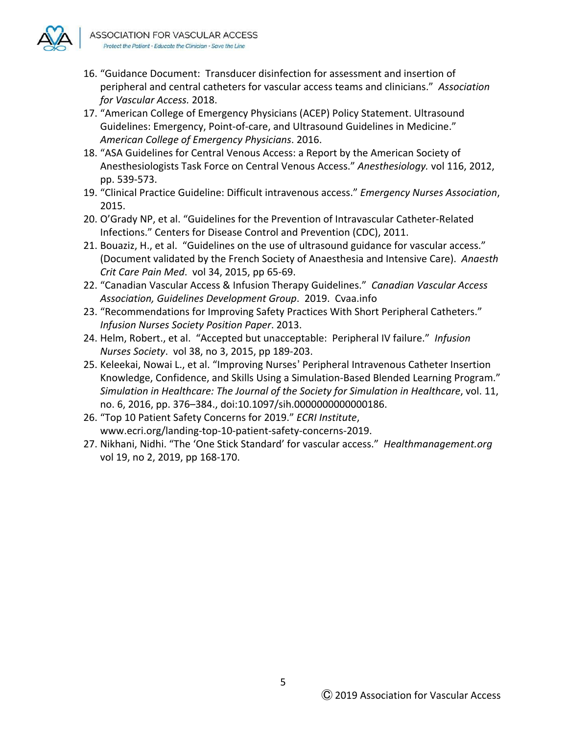16. "Guidance Document: Transducer disinfection for assessment and insertion of peripheral and central catheters for vascular access teams and clinicians." *Association for Vascular Access.* 2018.
17. "American College of Emergency Physicians (ACEP) Policy Statement. Ultrasound Guidelines: Emergency, Point-of-care, and Ultrasound Guidelines in Medicine." *American College of Emergency Physicians*. 2016.
18. "ASA Guidelines for Central Venous Access: a Report by the American Society of Anesthesiologists Task Force on Central Venous Access." *Anesthesiology.* vol 116, 2012, pp. 539-573.
19. "Clinical Practice Guideline: Difficult intravenous access." *Emergency Nurses Association*, 2015.
20. O'Grady NP, et al. "Guidelines for the Prevention of Intravascular Catheter-Related Infections." Centers for Disease Control and Prevention (CDC), 2011.
21. Bouaziz, H., et al. "Guidelines on the use of ultrasound guidance for vascular access." (Document validated by the French Society of Anaesthesia and Intensive Care). *Anaesth Crit Care Pain Med*. vol 34, 2015, pp 65-69.
22. "Canadian Vascular Access & Infusion Therapy Guidelines." *Canadian Vascular Access Association, Guidelines Development Group*. 2019. Cvaa.info
23. "Recommendations for Improving Safety Practices With Short Peripheral Catheters." *Infusion Nurses Society Position Paper*. 2013.
24. Helm, Robert., et al. "Accepted but unacceptable: Peripheral IV failure." *Infusion Nurses Society*. vol 38, no 3, 2015, pp 189-203.
25. Keleekai, Nowai L., et al. "Improving Nurses' Peripheral Intravenous Catheter Insertion Knowledge, Confidence, and Skills Using a Simulation-Based Blended Learning Program." *Simulation in Healthcare: The Journal of the Society for Simulation in Healthcare*, vol. 11, no. 6, 2016, pp. 376–384., doi:10.1097/sih.0000000000000186.
26. "Top 10 Patient Safety Concerns for 2019." *ECRI Institute*, www.ecri.org/landing-top-10-patient-safety-concerns-2019.
27. Nikhani, Nidhi. "The 'One Stick Standard' for vascular access." *Healthmanagement.org* vol 19, no 2, 2019, pp 168-170.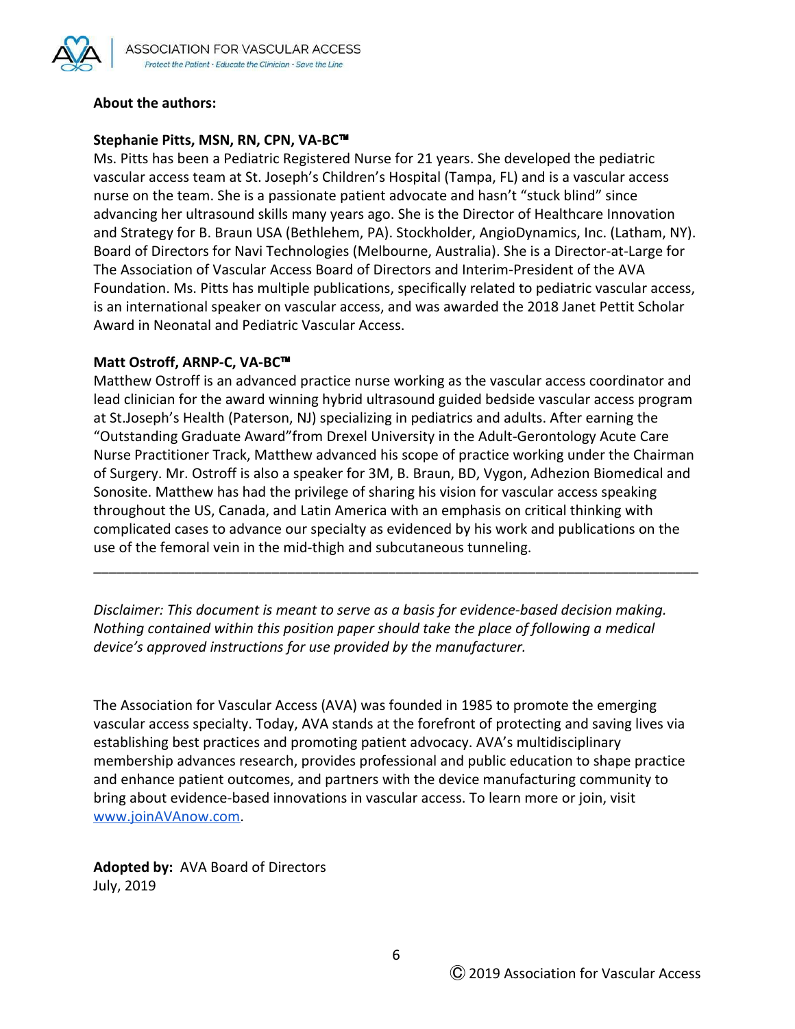**About the authors:**

**Stephanie Pitts, MSN, RN, CPN, VA-BC™**

Ms. Pitts has been a Pediatric Registered Nurse for 21 years. She developed the pediatric vascular access team at St. Joseph's Children's Hospital (Tampa, FL) and is a vascular access nurse on the team. She is a passionate patient advocate and hasn't "stuck blind" since advancing her ultrasound skills many years ago. She is the Director of Healthcare Innovation and Strategy for B. Braun USA (Bethlehem, PA). Stockholder, AngioDynamics, Inc. (Latham, NY). Board of Directors for Navi Technologies (Melbourne, Australia). She is a Director-at-Large for The Association of Vascular Access Board of Directors and Interim-President of the AVA Foundation. Ms. Pitts has multiple publications, specifically related to pediatric vascular access, is an international speaker on vascular access, and was awarded the 2018 Janet Pettit Scholar Award in Neonatal and Pediatric Vascular Access.

**Matt Ostroff, ARNP-C, VA-BC™**

Matthew Ostroff is an advanced practice nurse working as the vascular access coordinator and lead clinician for the award winning hybrid ultrasound guided bedside vascular access program at St.Joseph's Health (Paterson, NJ) specializing in pediatrics and adults. After earning the "Outstanding Graduate Award"from Drexel University in the Adult-Gerontology Acute Care Nurse Practitioner Track, Matthew advanced his scope of practice working under the Chairman of Surgery. Mr. Ostroff is also a speaker for 3M, B. Braun, BD, Vygon, Adhezion Biomedical and Sonosite. Matthew has had the privilege of sharing his vision for vascular access speaking throughout the US, Canada, and Latin America with an emphasis on critical thinking with complicated cases to advance our specialty as evidenced by his work and publications on the use of the femoral vein in the mid-thigh and subcutaneous tunneling.

---

*Disclaimer: This document is meant to serve as a basis for evidence-based decision making. Nothing contained within this position paper should take the place of following a medical device's approved instructions for use provided by the manufacturer.*

The Association for Vascular Access (AVA) was founded in 1985 to promote the emerging vascular access specialty. Today, AVA stands at the forefront of protecting and saving lives via establishing best practices and promoting patient advocacy. AVA's multidisciplinary membership advances research, provides professional and public education to shape practice and enhance patient outcomes, and partners with the device manufacturing community to bring about evidence-based innovations in vascular access. To learn more or join, visit www.joinAVAnow.com.

**Adopted by:** AVA Board of Directors
July, 2019

Ⓒ 2019 Association for Vascular Access